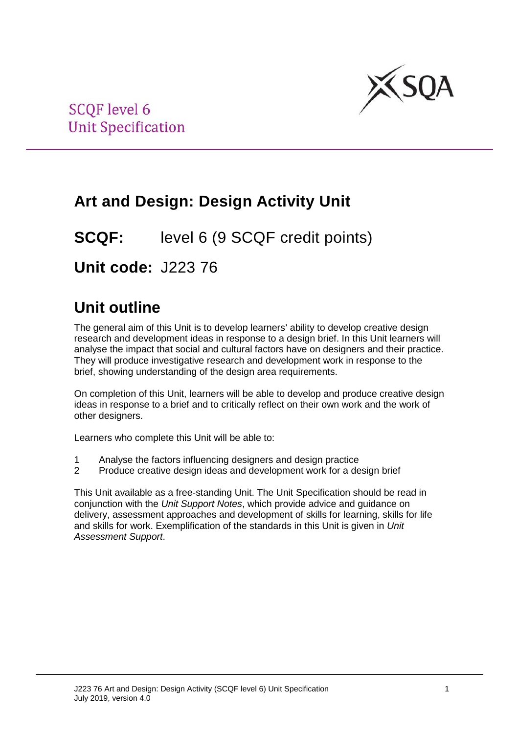SCQF level 6
Unit Specification

# Art and Design: Design Activity Unit

**SCQF:** level 6 (9 SCQF credit points)

**Unit code:** J223 76

## Unit outline

The general aim of this Unit is to develop learners' ability to develop creative design research and development ideas in response to a design brief. In this Unit learners will analyse the impact that social and cultural factors have on designers and their practice. They will produce investigative research and development work in response to the brief, showing understanding of the design area requirements.

On completion of this Unit, learners will be able to develop and produce creative design ideas in response to a brief and to critically reflect on their own work and the work of other designers.

Learners who complete this Unit will be able to:

1. Analyse the factors influencing designers and design practice
2. Produce creative design ideas and development work for a design brief

This Unit available as a free-standing Unit. The Unit Specification should be read in conjunction with the *Unit Support Notes*, which provide advice and guidance on delivery, assessment approaches and development of skills for learning, skills for life and skills for work. Exemplification of the standards in this Unit is given in *Unit Assessment Support*.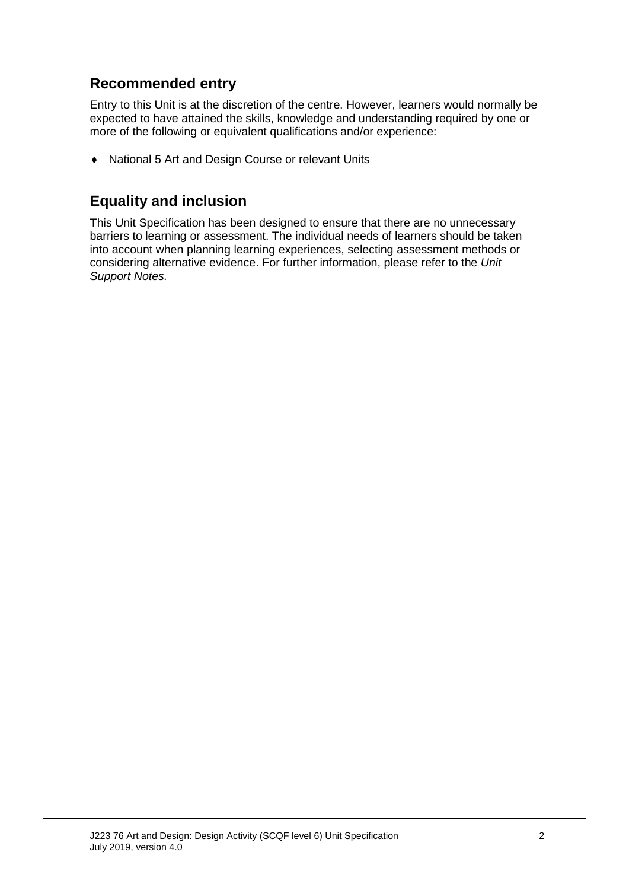## Recommended entry

Entry to this Unit is at the discretion of the centre. However, learners would normally be expected to have attained the skills, knowledge and understanding required by one or more of the following or equivalent qualifications and/or experience:

- National 5 Art and Design Course or relevant Units

## Equality and inclusion

This Unit Specification has been designed to ensure that there are no unnecessary barriers to learning or assessment. The individual needs of learners should be taken into account when planning learning experiences, selecting assessment methods or considering alternative evidence. For further information, please refer to the *Unit Support Notes.*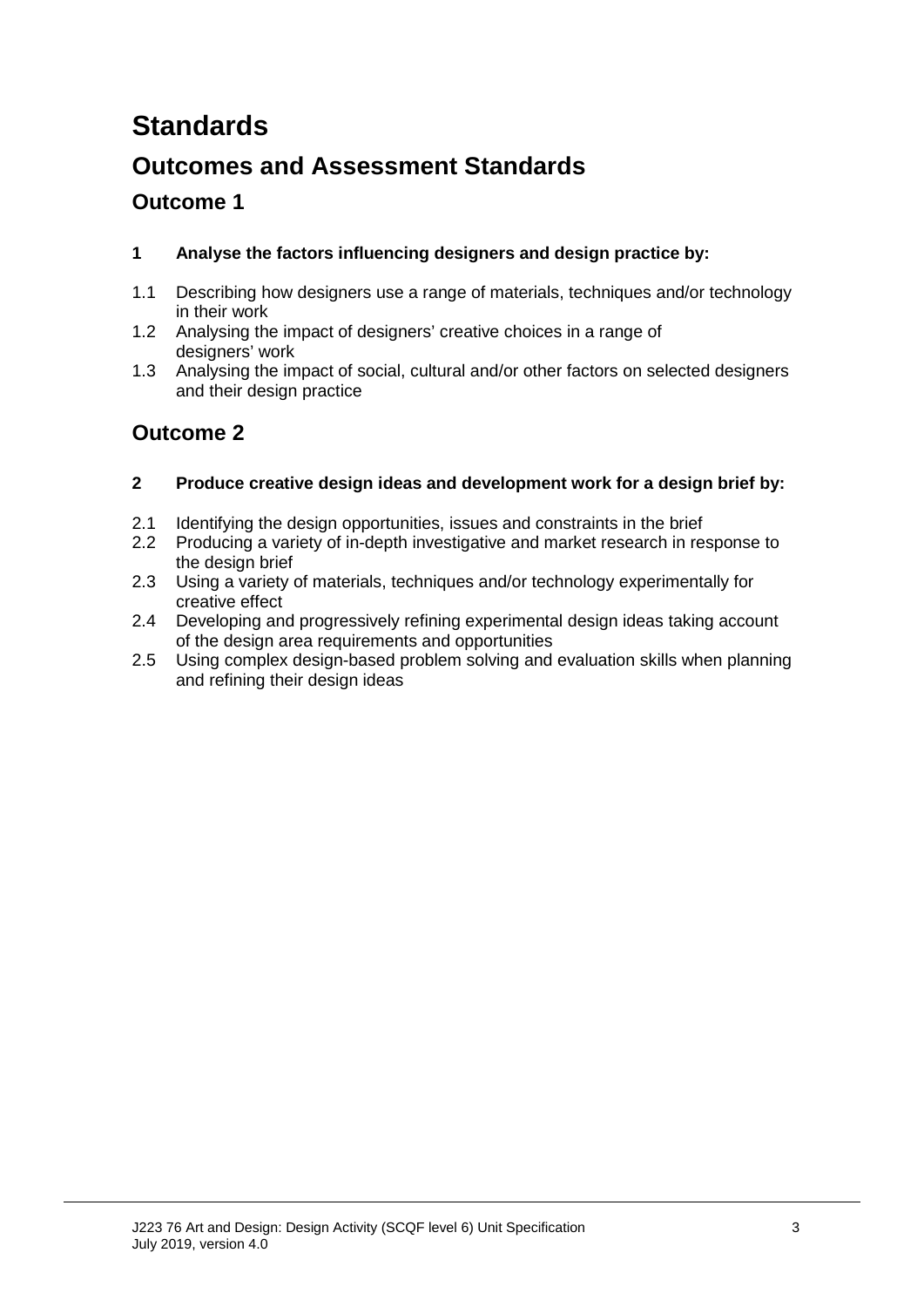# Standards

## Outcomes and Assessment Standards

### Outcome 1

**1 Analyse the factors influencing designers and design practice by:**

1.1 Describing how designers use a range of materials, techniques and/or technology in their work
1.2 Analysing the impact of designers' creative choices in a range of designers' work
1.3 Analysing the impact of social, cultural and/or other factors on selected designers and their design practice

### Outcome 2

**2 Produce creative design ideas and development work for a design brief by:**

2.1 Identifying the design opportunities, issues and constraints in the brief
2.2 Producing a variety of in-depth investigative and market research in response to the design brief
2.3 Using a variety of materials, techniques and/or technology experimentally for creative effect
2.4 Developing and progressively refining experimental design ideas taking account of the design area requirements and opportunities
2.5 Using complex design-based problem solving and evaluation skills when planning and refining their design ideas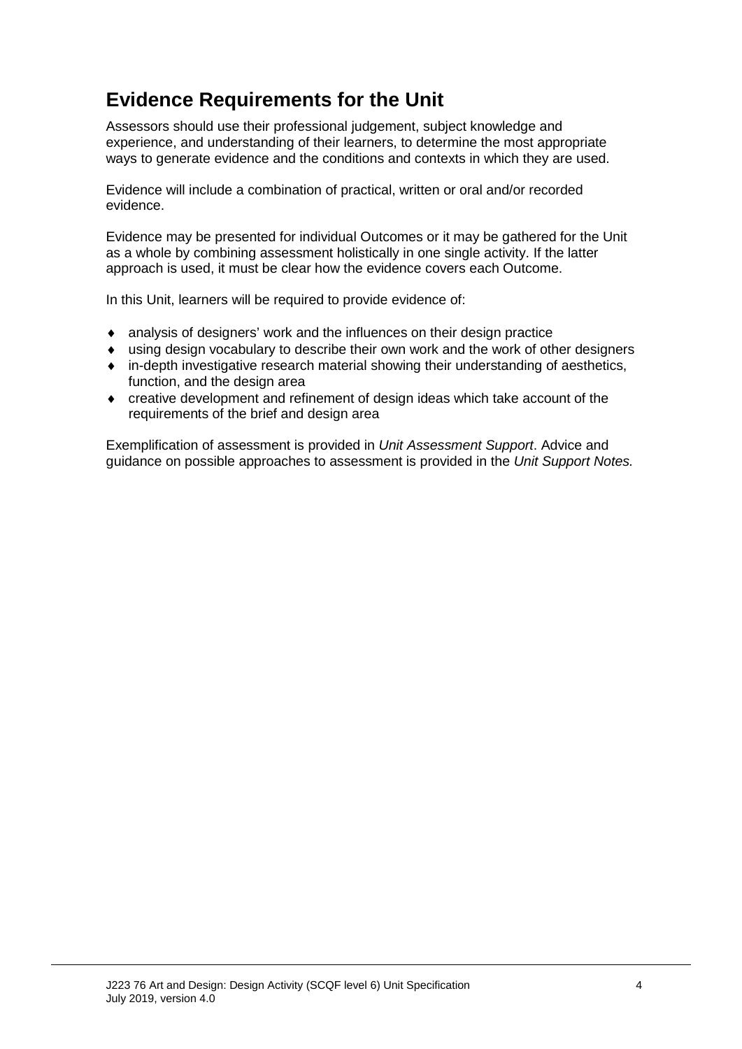## Evidence Requirements for the Unit

Assessors should use their professional judgement, subject knowledge and experience, and understanding of their learners, to determine the most appropriate ways to generate evidence and the conditions and contexts in which they are used.

Evidence will include a combination of practical, written or oral and/or recorded evidence.

Evidence may be presented for individual Outcomes or it may be gathered for the Unit as a whole by combining assessment holistically in one single activity. If the latter approach is used, it must be clear how the evidence covers each Outcome.

In this Unit, learners will be required to provide evidence of:

- analysis of designers' work and the influences on their design practice
- using design vocabulary to describe their own work and the work of other designers
- in-depth investigative research material showing their understanding of aesthetics, function, and the design area
- creative development and refinement of design ideas which take account of the requirements of the brief and design area

Exemplification of assessment is provided in *Unit Assessment Support*. Advice and guidance on possible approaches to assessment is provided in the *Unit Support Notes.*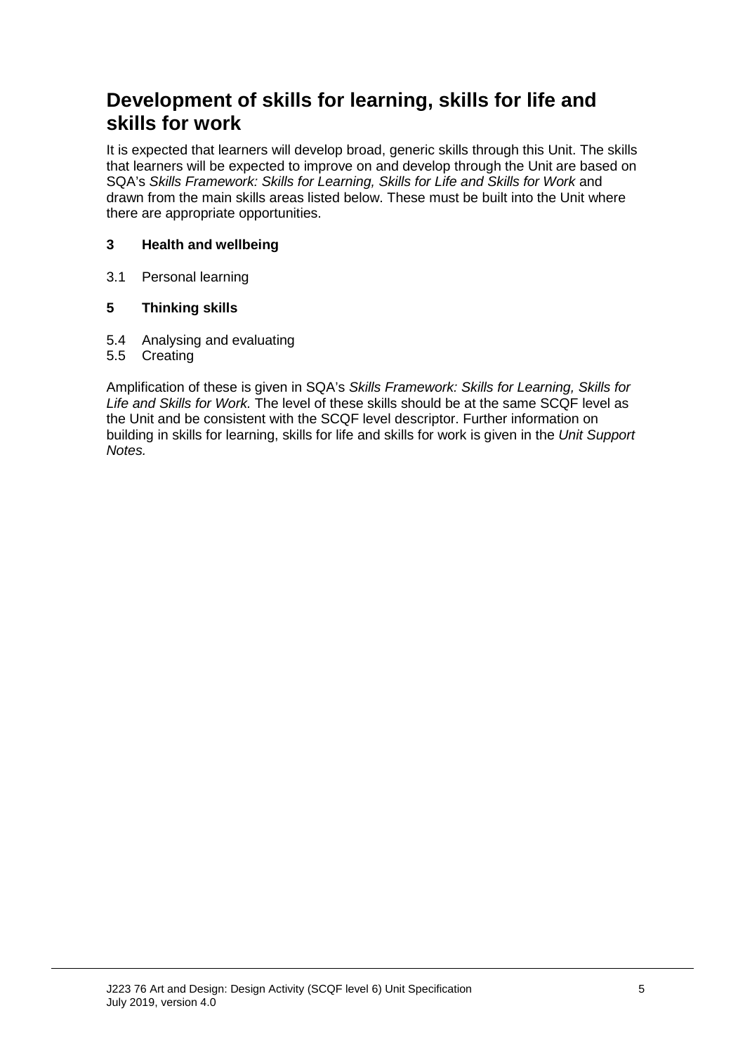## Development of skills for learning, skills for life and skills for work

It is expected that learners will develop broad, generic skills through this Unit. The skills that learners will be expected to improve on and develop through the Unit are based on SQA's *Skills Framework: Skills for Learning, Skills for Life and Skills for Work* and drawn from the main skills areas listed below. These must be built into the Unit where there are appropriate opportunities.

**3 Health and wellbeing**

3.1 Personal learning

**5 Thinking skills**

5.4 Analysing and evaluating
5.5 Creating

Amplification of these is given in SQA's *Skills Framework: Skills for Learning, Skills for Life and Skills for Work.* The level of these skills should be at the same SCQF level as the Unit and be consistent with the SCQF level descriptor. Further information on building in skills for learning, skills for life and skills for work is given in the *Unit Support Notes.*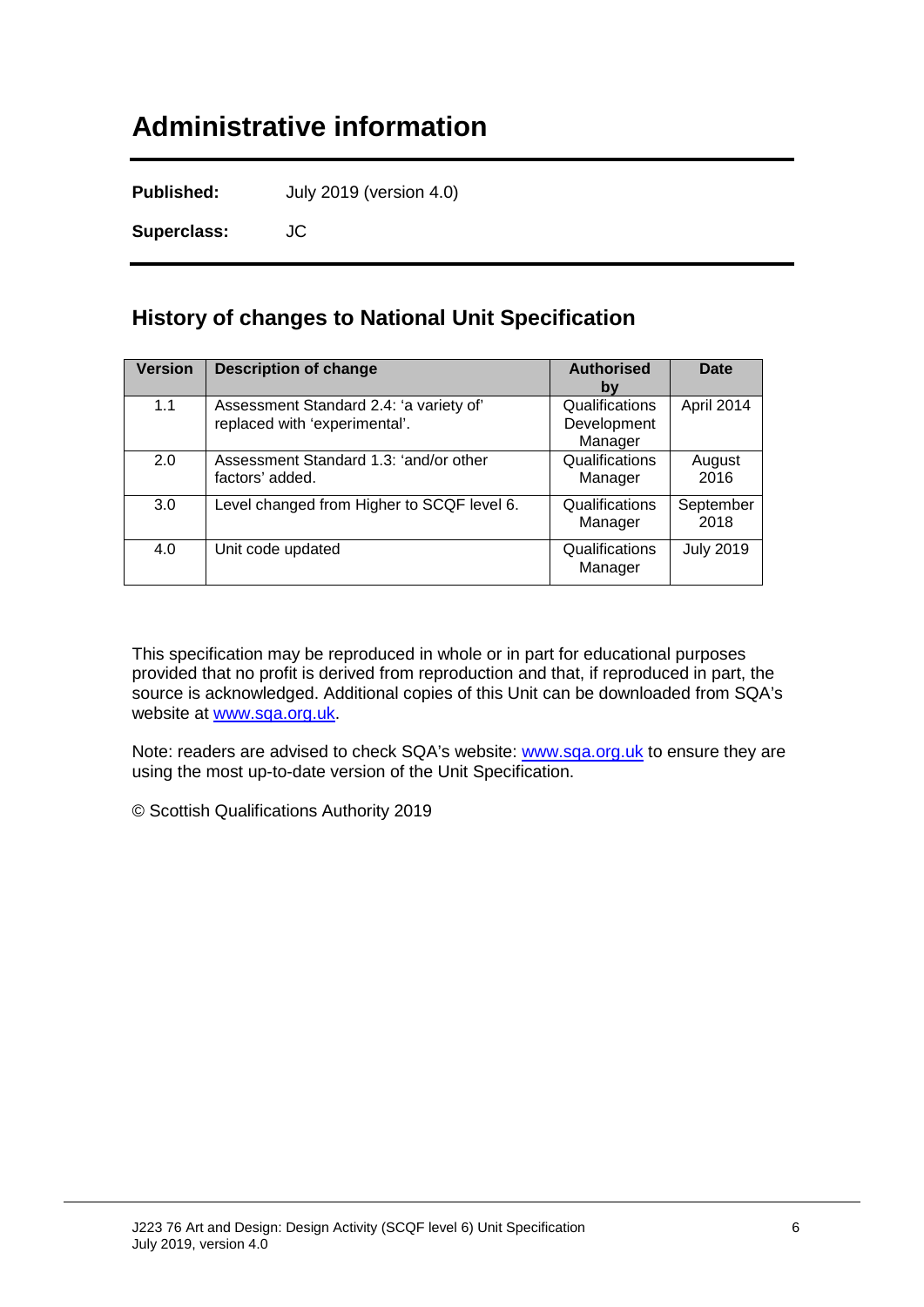# Administrative information

**Published:** July 2019 (version 4.0)

**Superclass:** JC

## History of changes to National Unit Specification

| Version | Description of change | Authorised by | Date |
|---|---|---|---|
| 1.1 | Assessment Standard 2.4: 'a variety of' replaced with 'experimental'. | Qualifications Development Manager | April 2014 |
| 2.0 | Assessment Standard 1.3: 'and/or other factors' added. | Qualifications Manager | August 2016 |
| 3.0 | Level changed from Higher to SCQF level 6. | Qualifications Manager | September 2018 |
| 4.0 | Unit code updated | Qualifications Manager | July 2019 |

This specification may be reproduced in whole or in part for educational purposes provided that no profit is derived from reproduction and that, if reproduced in part, the source is acknowledged. Additional copies of this Unit can be downloaded from SQA's website at www.sqa.org.uk.

Note: readers are advised to check SQA's website: www.sqa.org.uk to ensure they are using the most up-to-date version of the Unit Specification.

© Scottish Qualifications Authority 2019